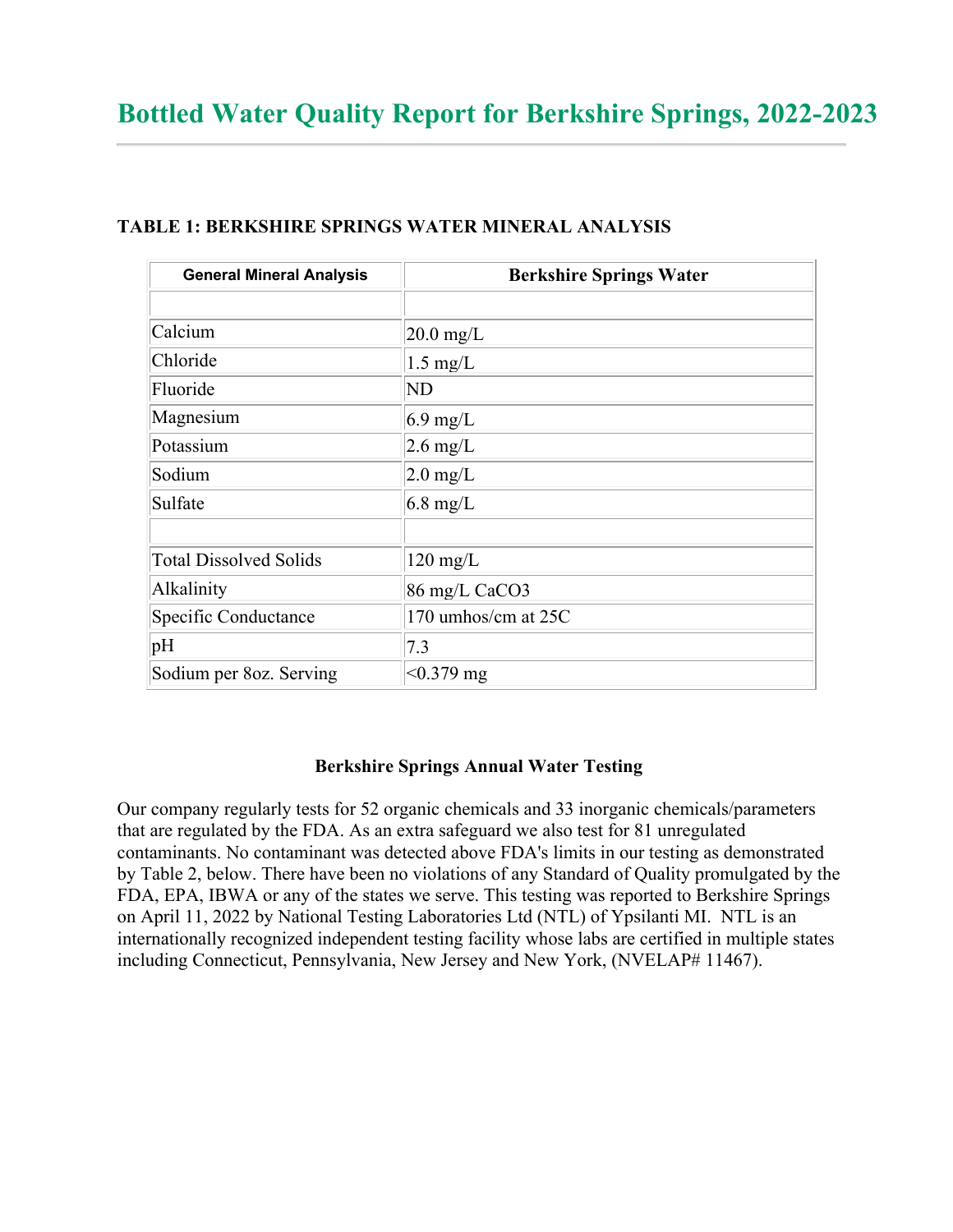# Bottled Water Quality Report for Berkshire Springs, 2022-2023

**TABLE 1: BERKSHIRE SPRINGS WATER MINERAL ANALYSIS**

| General Mineral Analysis | Berkshire Springs Water |
|---|---|
| | |
| Calcium | 20.0 mg/L |
| Chloride | 1.5 mg/L |
| Fluoride | ND |
| Magnesium | 6.9 mg/L |
| Potassium | 2.6 mg/L |
| Sodium | 2.0 mg/L |
| Sulfate | 6.8 mg/L |
| | |
| Total Dissolved Solids | 120 mg/L |
| Alkalinity | 86 mg/L $CaCO_3$ |
| Specific Conductance | 170 umhos/cm at 25C |
| pH | 7.3 |
| Sodium per 8oz. Serving | <0.379 mg |

### Berkshire Springs Annual Water Testing

Our company regularly tests for 52 organic chemicals and 33 inorganic chemicals/parameters that are regulated by the FDA. As an extra safeguard we also test for 81 unregulated contaminants. No contaminant was detected above FDA's limits in our testing as demonstrated by Table 2, below. There have been no violations of any Standard of Quality promulgated by the FDA, EPA, IBWA or any of the states we serve. This testing was reported to Berkshire Springs on April 11, 2022 by National Testing Laboratories Ltd (NTL) of Ypsilanti MI. NTL is an internationally recognized independent testing facility whose labs are certified in multiple states including Connecticut, Pennsylvania, New Jersey and New York, (NVELAP# 11467).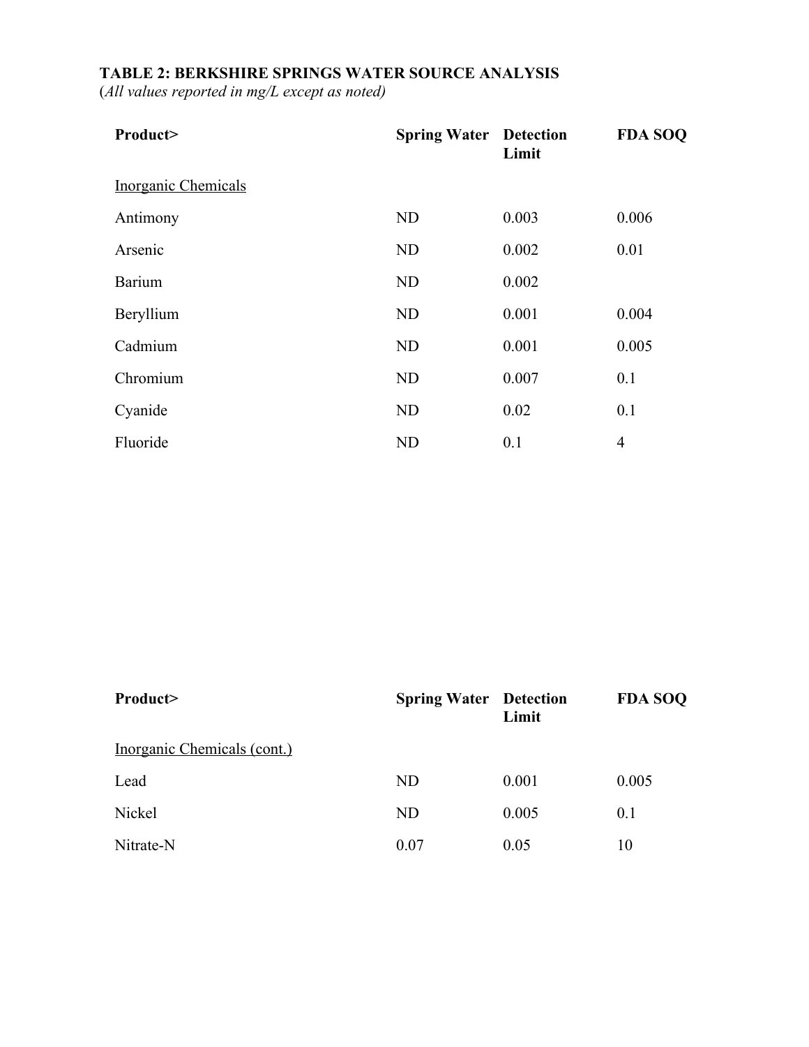**TABLE 2: BERKSHIRE SPRINGS WATER SOURCE ANALYSIS**
(*All values reported in mg/L except as noted)*

| Product> | Spring Water | Detection Limit | FDA SOQ |
|---|---|---|---|
| Inorganic Chemicals | | | |
| Antimony | ND | 0.003 | 0.006 |
| Arsenic | ND | 0.002 | 0.01 |
| Barium | ND | 0.002 | |
| Beryllium | ND | 0.001 | 0.004 |
| Cadmium | ND | 0.001 | 0.005 |
| Chromium | ND | 0.007 | 0.1 |
| Cyanide | ND | 0.02 | 0.1 |
| Fluoride | ND | 0.1 | 4 |
| Inorganic Chemicals (cont.) | | | |
| Lead | ND | 0.001 | 0.005 |
| Nickel | ND | 0.005 | 0.1 |
| Nitrate-N | 0.07 | 0.05 | 10 |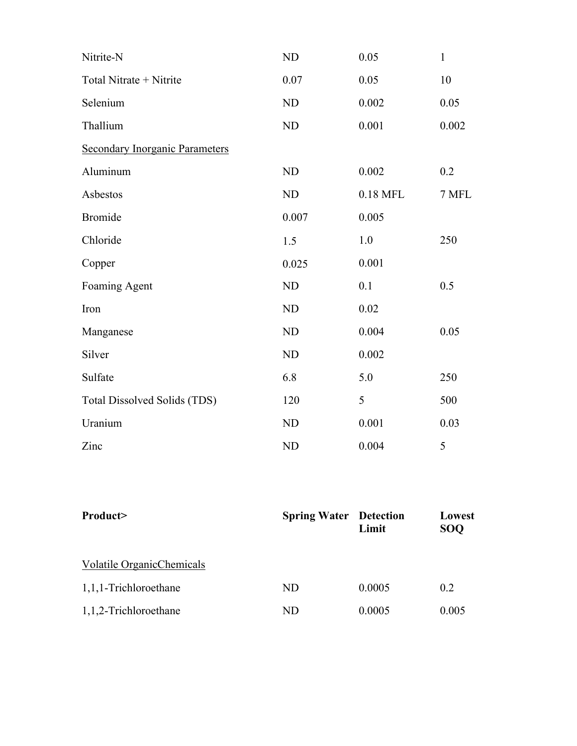| | | | |
|---|---|---|---|
| Nitrite-N | ND | 0.05 | 1 |
| Total Nitrate + Nitrite | 0.07 | 0.05 | 10 |
| Selenium | ND | 0.002 | 0.05 |
| Thallium | ND | 0.001 | 0.002 |
| Secondary Inorganic Parameters | | | |
| Aluminum | ND | 0.002 | 0.2 |
| Asbestos | ND | 0.18 MFL | 7 MFL |
| Bromide | 0.007 | 0.005 | |
| Chloride | 1.5 | 1.0 | 250 |
| Copper | 0.025 | 0.001 | |
| Foaming Agent | ND | 0.1 | 0.5 |
| Iron | ND | 0.02 | |
| Manganese | ND | 0.004 | 0.05 |
| Silver | ND | 0.002 | |
| Sulfate | 6.8 | 5.0 | 250 |
| Total Dissolved Solids (TDS) | 120 | 5 | 500 |
| Uranium | ND | 0.001 | 0.03 |
| Zinc | ND | 0.004 | 5 |

| **Product>** | **Spring Water** | **Detection Limit** | **Lowest SOQ** |
|---|---|---|---|
| Volatile OrganicChemicals | | | |
| 1,1,1-Trichloroethane | ND | 0.0005 | 0.2 |
| 1,1,2-Trichloroethane | ND | 0.0005 | 0.005 |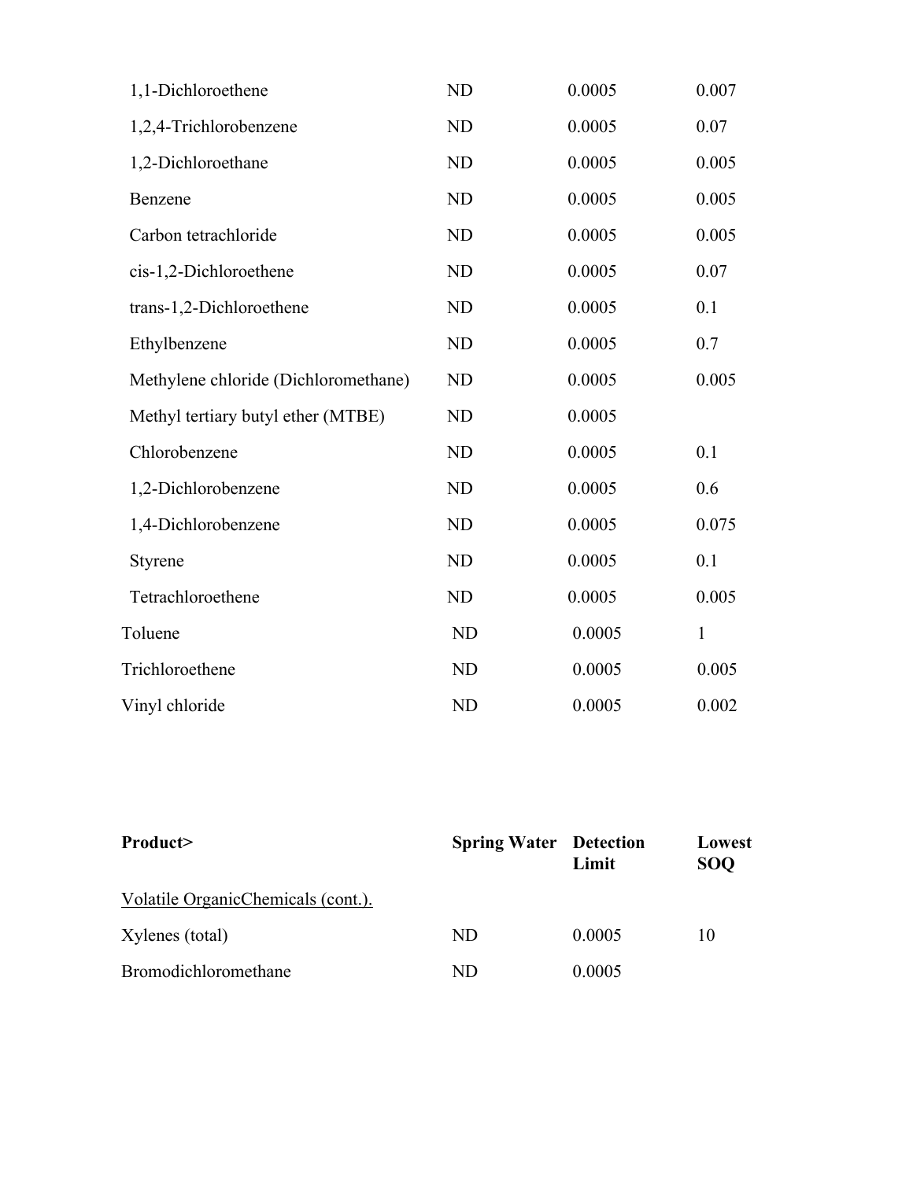| | | | |
|---|---|---|---|
| 1,1-Dichloroethene | ND | 0.0005 | 0.007 |
| 1,2,4-Trichlorobenzene | ND | 0.0005 | 0.07 |
| 1,2-Dichloroethane | ND | 0.0005 | 0.005 |
| Benzene | ND | 0.0005 | 0.005 |
| Carbon tetrachloride | ND | 0.0005 | 0.005 |
| cis-1,2-Dichloroethene | ND | 0.0005 | 0.07 |
| trans-1,2-Dichloroethene | ND | 0.0005 | 0.1 |
| Ethylbenzene | ND | 0.0005 | 0.7 |
| Methylene chloride (Dichloromethane) | ND | 0.0005 | 0.005 |
| Methyl tertiary butyl ether (MTBE) | ND | 0.0005 | |
| Chlorobenzene | ND | 0.0005 | 0.1 |
| 1,2-Dichlorobenzene | ND | 0.0005 | 0.6 |
| 1,4-Dichlorobenzene | ND | 0.0005 | 0.075 |
| Styrene | ND | 0.0005 | 0.1 |
| Tetrachloroethene | ND | 0.0005 | 0.005 |
| Toluene | ND | 0.0005 | 1 |
| Trichloroethene | ND | 0.0005 | 0.005 |
| Vinyl chloride | ND | 0.0005 | 0.002 |

| **Product>** | **Spring Water** | **Detection Limit** | **Lowest SOQ** |
|---|---|---|---|
| Volatile OrganicChemicals (cont.). | | | |
| Xylenes (total) | ND | 0.0005 | 10 |
| Bromodichloromethane | ND | 0.0005 | |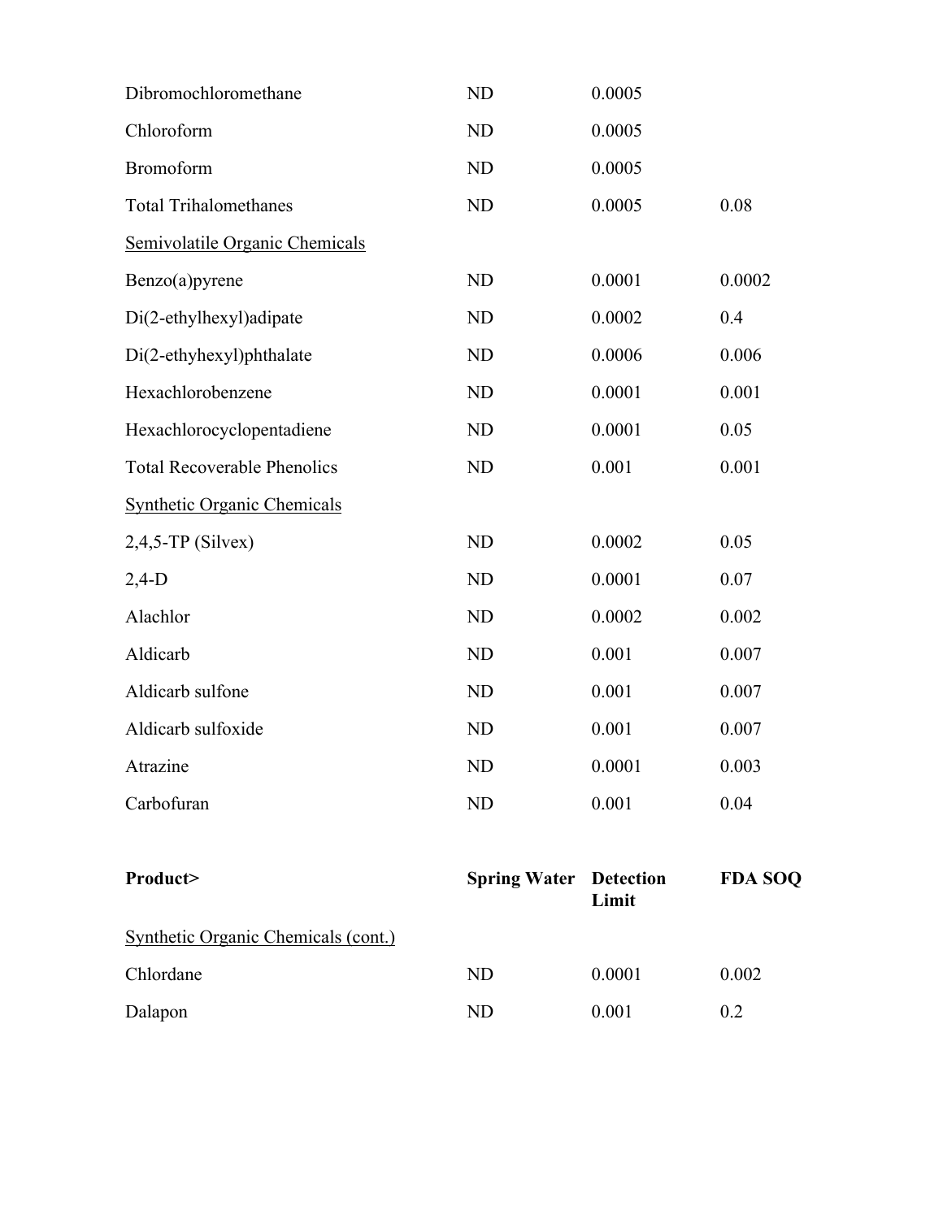| | | | |
|---|---|---|---|
| Dibromochloromethane | ND | 0.0005 | |
| Chloroform | ND | 0.0005 | |
| Bromoform | ND | 0.0005 | |
| Total Trihalomethanes | ND | 0.0005 | 0.08 |
| <u>Semivolatile Organic Chemicals</u> | | | |
| Benzo(a)pyrene | ND | 0.0001 | 0.0002 |
| Di(2-ethylhexyl)adipate | ND | 0.0002 | 0.4 |
| Di(2-ethyhexyl)phthalate | ND | 0.0006 | 0.006 |
| Hexachlorobenzene | ND | 0.0001 | 0.001 |
| Hexachlorocyclopentadiene | ND | 0.0001 | 0.05 |
| Total Recoverable Phenolics | ND | 0.001 | 0.001 |
| <u>Synthetic Organic Chemicals</u> | | | |
| 2,4,5-TP (Silvex) | ND | 0.0002 | 0.05 |
| 2,4-D | ND | 0.0001 | 0.07 |
| Alachlor | ND | 0.0002 | 0.002 |
| Aldicarb | ND | 0.001 | 0.007 |
| Aldicarb sulfone | ND | 0.001 | 0.007 |
| Aldicarb sulfoxide | ND | 0.001 | 0.007 |
| Atrazine | ND | 0.0001 | 0.003 |
| Carbofuran | ND | 0.001 | 0.04 |

| **Product>** | **Spring Water** | **Detection Limit** | **FDA SOQ** |
|---|---|---|---|
| <u>Synthetic Organic Chemicals (cont.)</u> | | | |
| Chlordane | ND | 0.0001 | 0.002 |
| Dalapon | ND | 0.001 | 0.2 |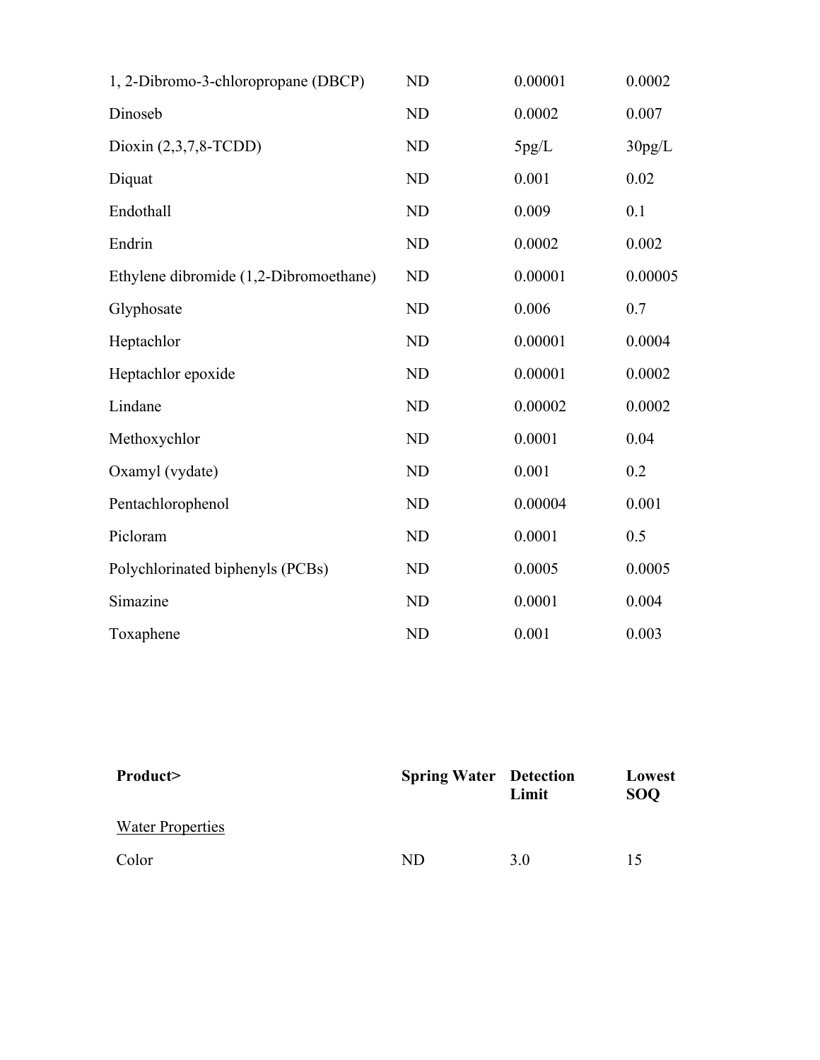| | | | |
|---|---|---|---|
| 1, 2-Dibromo-3-chloropropane (DBCP) | ND | 0.00001 | 0.0002 |
| Dinoseb | ND | 0.0002 | 0.007 |
| Dioxin (2,3,7,8-TCDD) | ND | 5pg/L | 30pg/L |
| Diquat | ND | 0.001 | 0.02 |
| Endothall | ND | 0.009 | 0.1 |
| Endrin | ND | 0.0002 | 0.002 |
| Ethylene dibromide (1,2-Dibromoethane) | ND | 0.00001 | 0.00005 |
| Glyphosate | ND | 0.006 | 0.7 |
| Heptachlor | ND | 0.00001 | 0.0004 |
| Heptachlor epoxide | ND | 0.00001 | 0.0002 |
| Lindane | ND | 0.00002 | 0.0002 |
| Methoxychlor | ND | 0.0001 | 0.04 |
| Oxamyl (vydate) | ND | 0.001 | 0.2 |
| Pentachlorophenol | ND | 0.00004 | 0.001 |
| Picloram | ND | 0.0001 | 0.5 |
| Polychlorinated biphenyls (PCBs) | ND | 0.0005 | 0.0005 |
| Simazine | ND | 0.0001 | 0.004 |
| Toxaphene | ND | 0.001 | 0.003 |

| **Product>** | **Spring Water** | **Detection Limit** | **Lowest SOQ** |
|---|---|---|---|
| Water Properties | | | |
| Color | ND | 3.0 | 15 |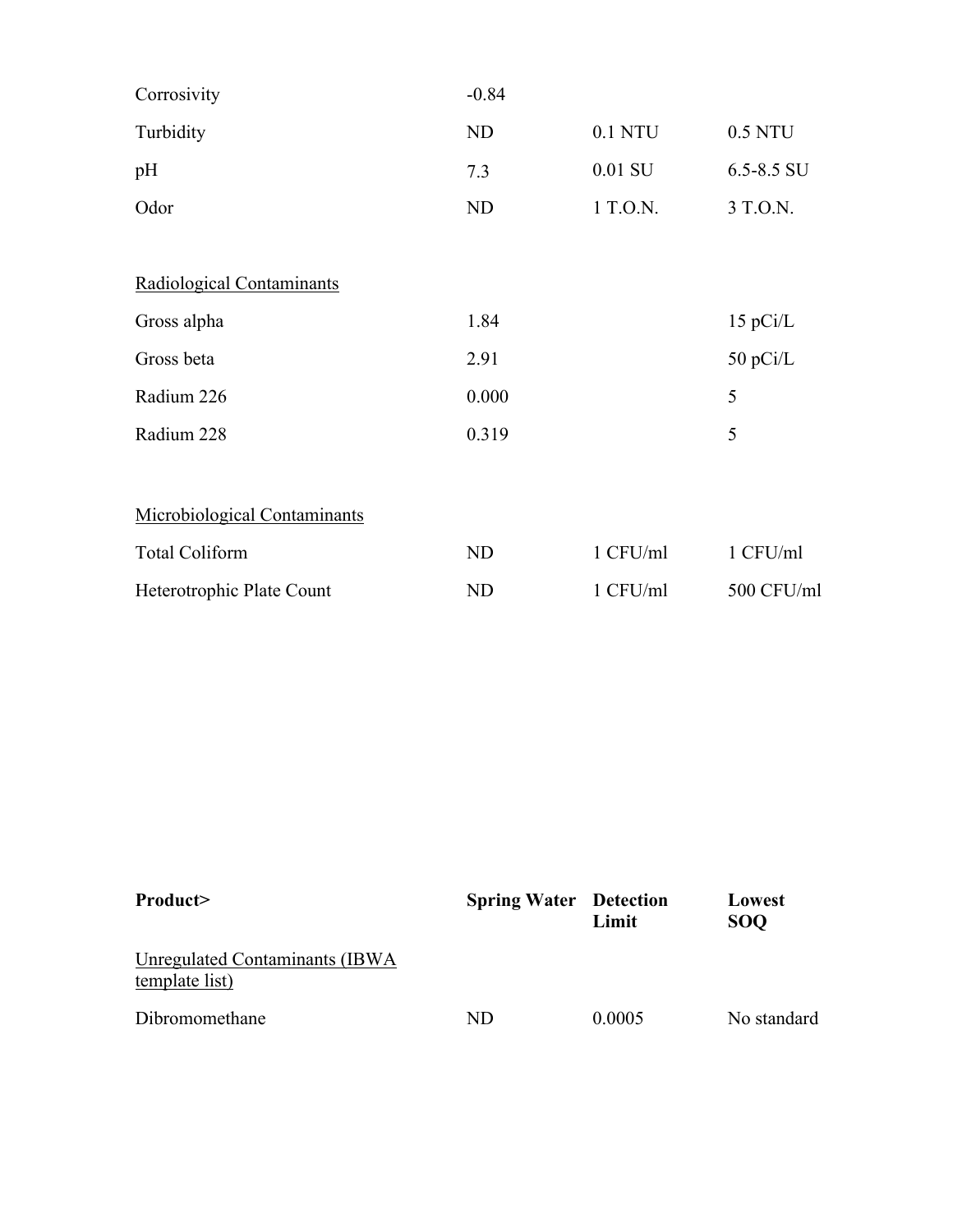| | | | |
|---|---|---|---|
| Corrosivity | -0.84 | | |
| Turbidity | ND | 0.1 NTU | 0.5 NTU |
| pH | 7.3 | 0.01 SU | 6.5-8.5 SU |
| Odor | ND | 1 T.O.N. | 3 T.O.N. |
| | | | |
| Radiological Contaminants | | | |
| Gross alpha | 1.84 | | 15 pCi/L |
| Gross beta | 2.91 | | 50 pCi/L |
| Radium 226 | 0.000 | | 5 |
| Radium 228 | 0.319 | | 5 |
| | | | |
| Microbiological Contaminants | | | |
| Total Coliform | ND | 1 CFU/ml | 1 CFU/ml |
| Heterotrophic Plate Count | ND | 1 CFU/ml | 500 CFU/ml |

| **Product>** | **Spring Water** | **Detection Limit** | **Lowest SOQ** |
|---|---|---|---|
| Unregulated Contaminants (IBWA template list) | | | |
| Dibromomethane | ND | 0.0005 | No standard |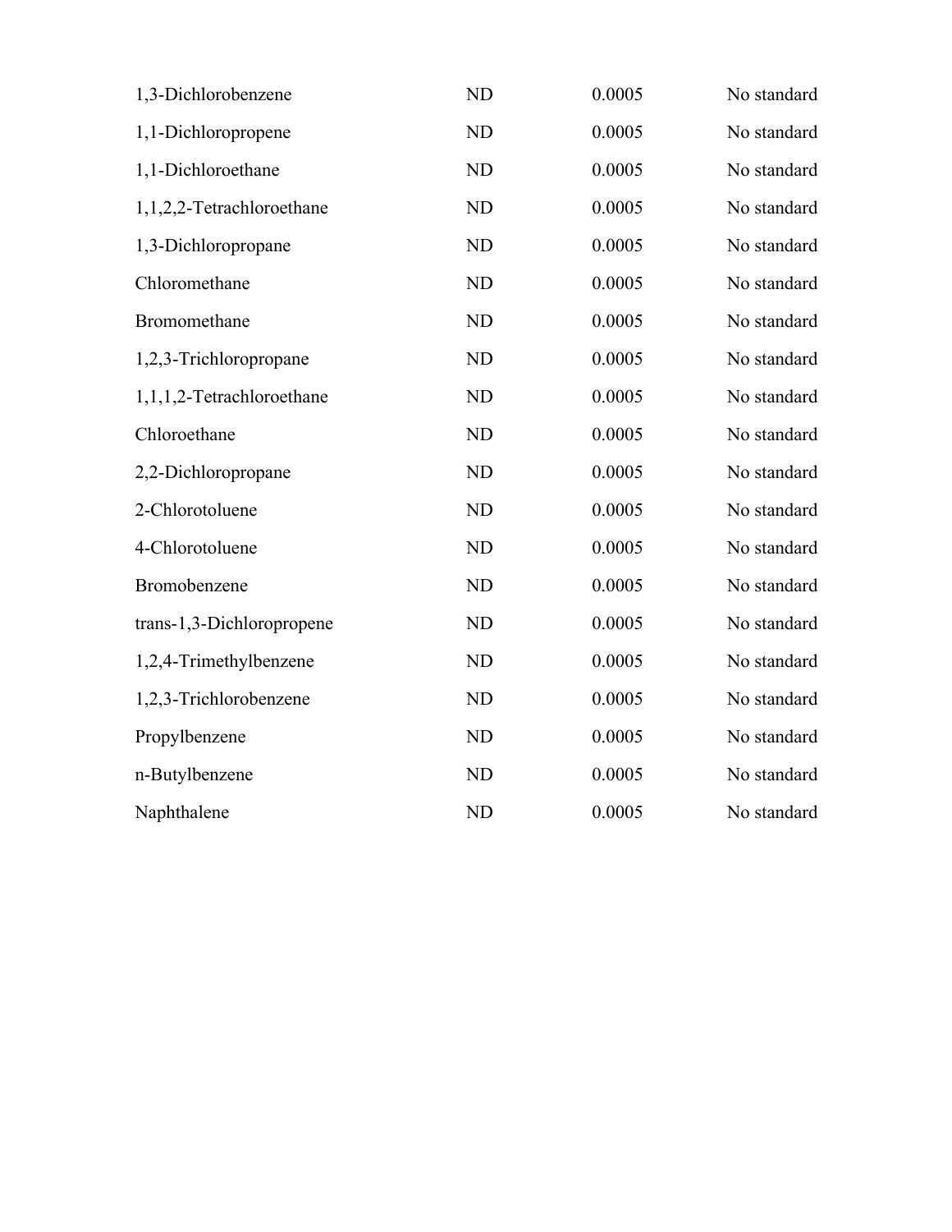| | | | |
|---|---|---|---|
| 1,3-Dichlorobenzene | ND | 0.0005 | No standard |
| 1,1-Dichloropropene | ND | 0.0005 | No standard |
| 1,1-Dichloroethane | ND | 0.0005 | No standard |
| 1,1,2,2-Tetrachloroethane | ND | 0.0005 | No standard |
| 1,3-Dichloropropane | ND | 0.0005 | No standard |
| Chloromethane | ND | 0.0005 | No standard |
| Bromomethane | ND | 0.0005 | No standard |
| 1,2,3-Trichloropropane | ND | 0.0005 | No standard |
| 1,1,1,2-Tetrachloroethane | ND | 0.0005 | No standard |
| Chloroethane | ND | 0.0005 | No standard |
| 2,2-Dichloropropane | ND | 0.0005 | No standard |
| 2-Chlorotoluene | ND | 0.0005 | No standard |
| 4-Chlorotoluene | ND | 0.0005 | No standard |
| Bromobenzene | ND | 0.0005 | No standard |
| trans-1,3-Dichloropropene | ND | 0.0005 | No standard |
| 1,2,4-Trimethylbenzene | ND | 0.0005 | No standard |
| 1,2,3-Trichlorobenzene | ND | 0.0005 | No standard |
| Propylbenzene | ND | 0.0005 | No standard |
| n-Butylbenzene | ND | 0.0005 | No standard |
| Naphthalene | ND | 0.0005 | No standard |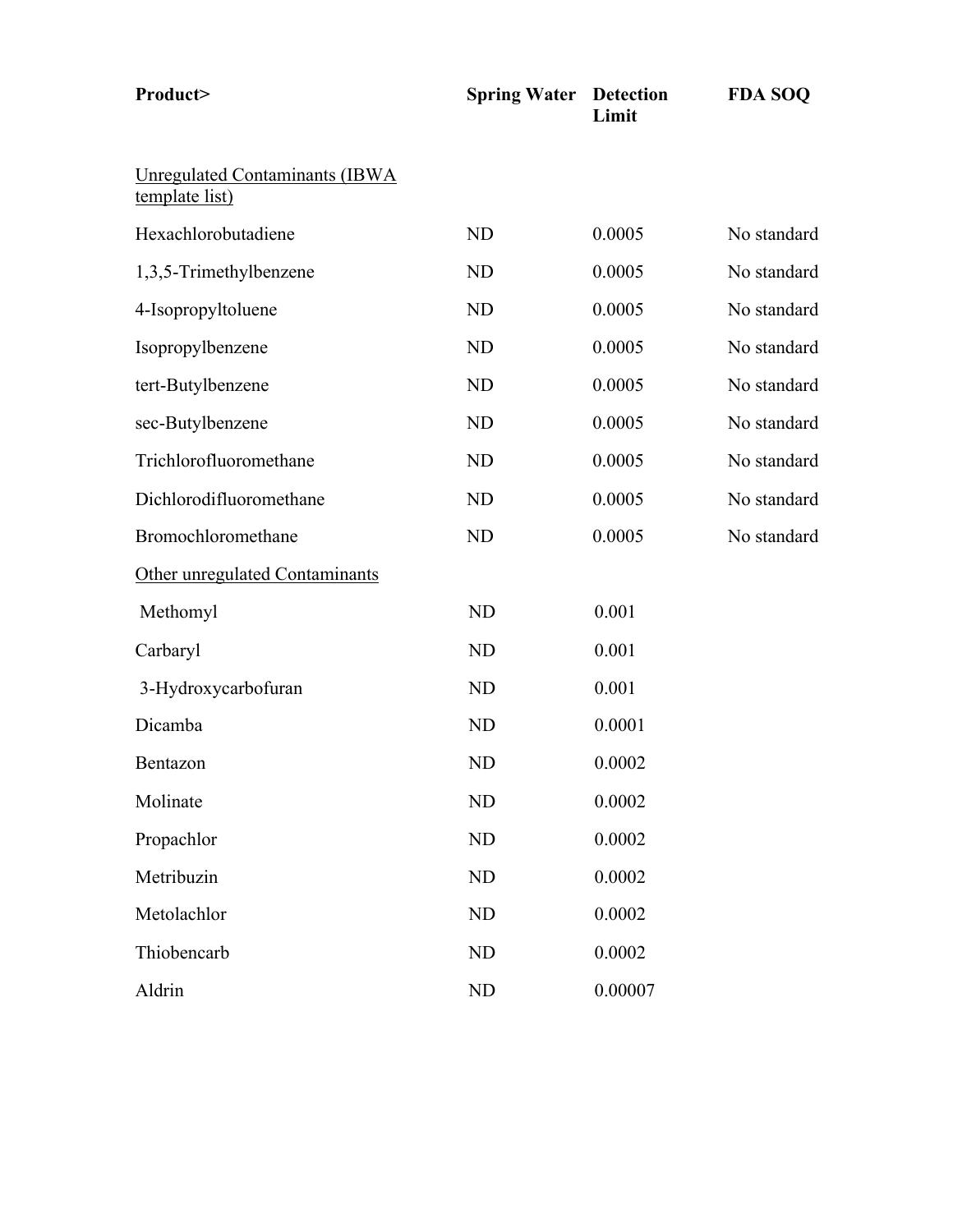| Product> | Spring Water | Detection Limit | FDA SOQ |
|---|---|---|---|
| Unregulated Contaminants (IBWA template list) | | | |
| Hexachlorobutadiene | ND | 0.0005 | No standard |
| 1,3,5-Trimethylbenzene | ND | 0.0005 | No standard |
| 4-Isopropyltoluene | ND | 0.0005 | No standard |
| Isopropylbenzene | ND | 0.0005 | No standard |
| tert-Butylbenzene | ND | 0.0005 | No standard |
| sec-Butylbenzene | ND | 0.0005 | No standard |
| Trichlorofluoromethane | ND | 0.0005 | No standard |
| Dichlorodifluoromethane | ND | 0.0005 | No standard |
| Bromochloromethane | ND | 0.0005 | No standard |
| Other unregulated Contaminants | | | |
| Methomyl | ND | 0.001 | |
| Carbaryl | ND | 0.001 | |
| 3-Hydroxycarbofuran | ND | 0.001 | |
| Dicamba | ND | 0.0001 | |
| Bentazon | ND | 0.0002 | |
| Molinate | ND | 0.0002 | |
| Propachlor | ND | 0.0002 | |
| Metribuzin | ND | 0.0002 | |
| Metolachlor | ND | 0.0002 | |
| Thiobencarb | ND | 0.0002 | |
| Aldrin | ND | 0.00007 | |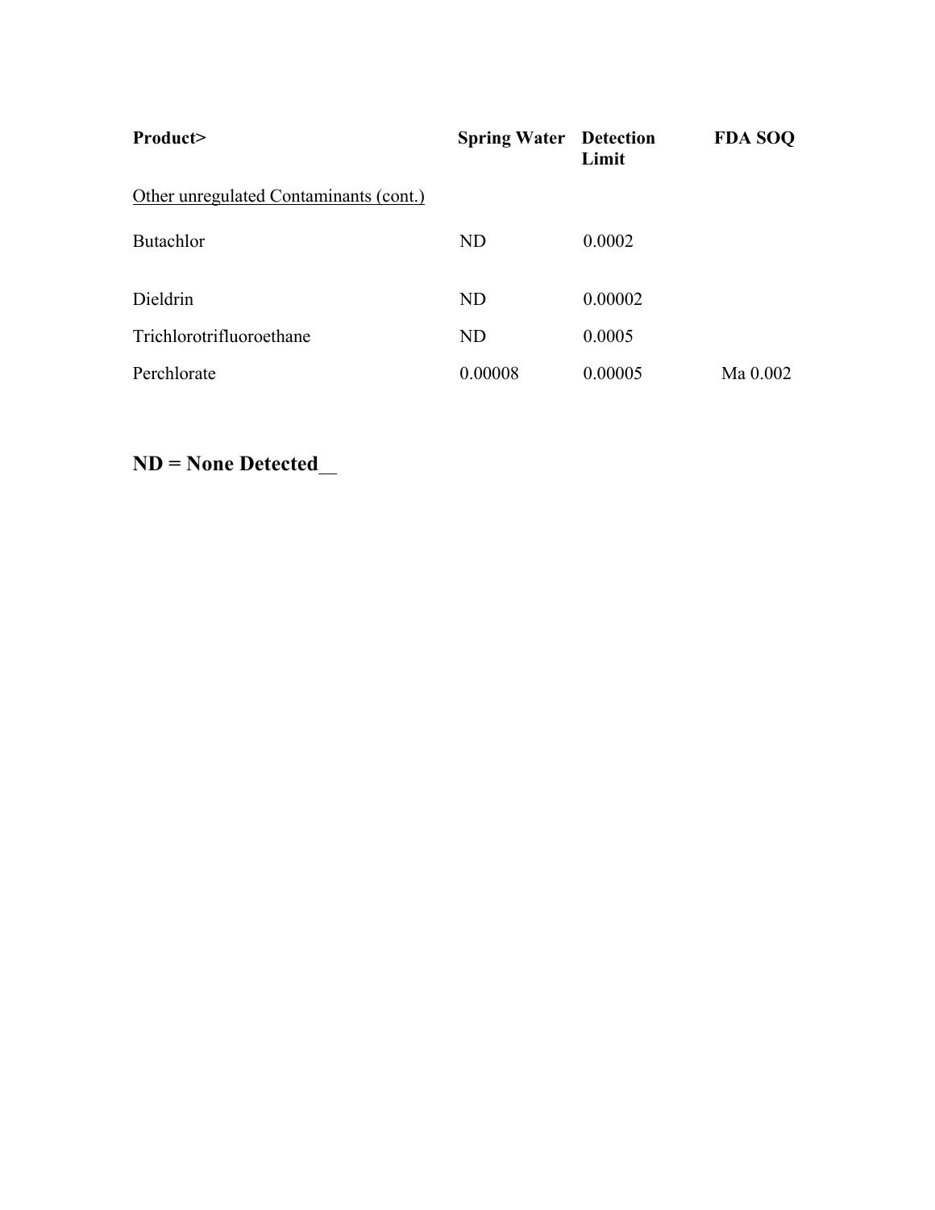| Product> | Spring Water | Detection Limit | FDA SOQ |
| --- | --- | --- | --- |
| Other unregulated Contaminants (cont.) | | | |
| Butachlor | ND | 0.0002 | |
| Dieldrin | ND | 0.00002 | |
| Trichlorotrifluoroethane | ND | 0.0005 | |
| Perchlorate | 0.00008 | 0.00005 | Ma 0.002 |

**ND = None Detected__**